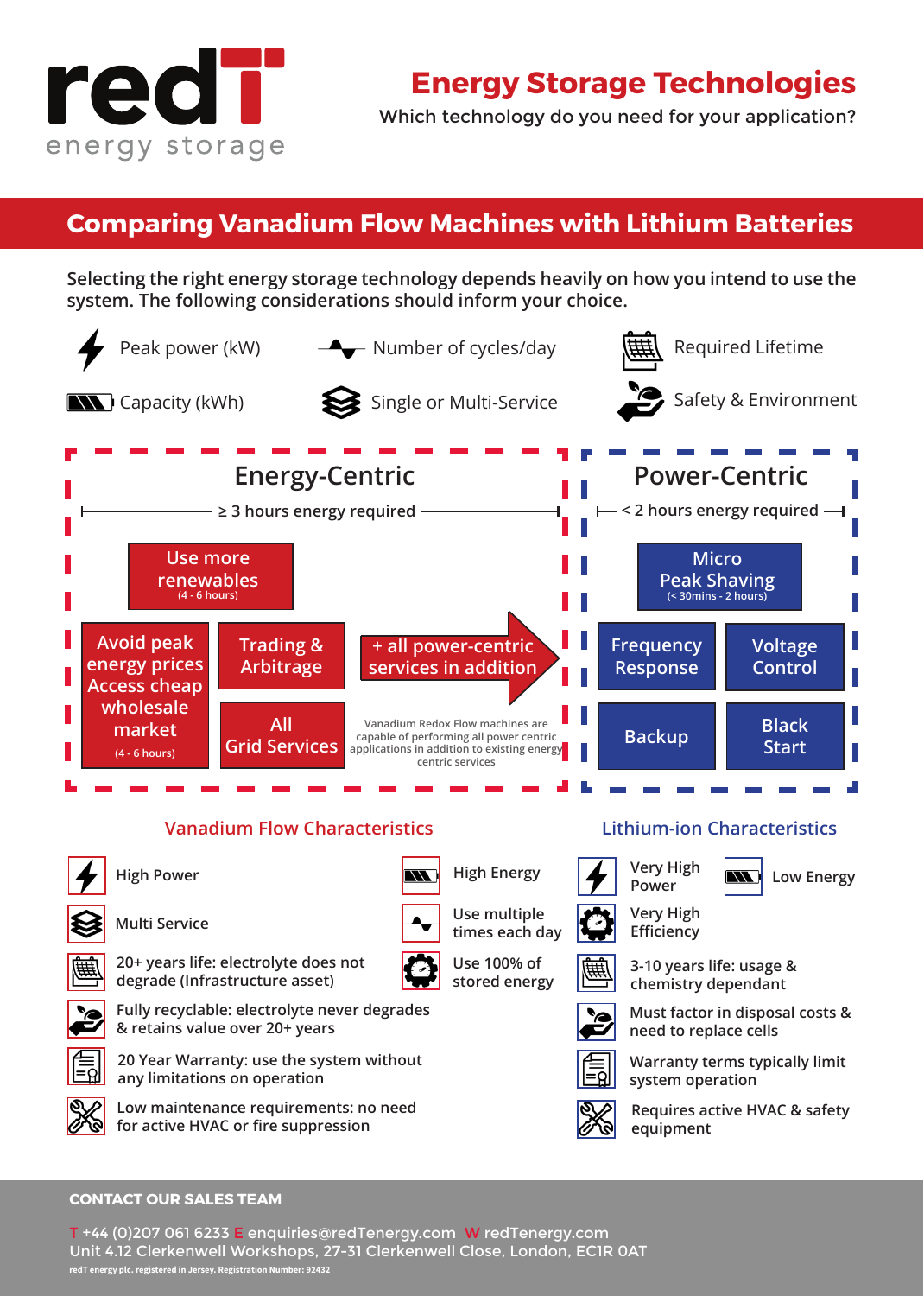redT energy storage

# Energy Storage Technologies

Which technology do you need for your application?

## Comparing Vanadium Flow Machines with Lithium Batteries

**Selecting the right energy storage technology depends heavily on how you intend to use the system. The following considerations should inform your choice.**

- Peak power (kW)
- Number of cycles/day
- Required Lifetime
- Capacity (kWh)
- Single or Multi-Service
- Safety & Environment

### Energy-Centric

≥ 3 hours energy required

- Use more renewables (4 - 6 hours)
- Avoid peak energy prices Access cheap wholesale market (4 - 6 hours)
- Trading & Arbitrage
- All Grid Services
- + all power-centric services in addition

Vanadium Redox Flow machines are capable of performing all power centric applications in addition to existing energy centric services

### Power-Centric

< 2 hours energy required

- Micro Peak Shaving (< 30mins - 2 hours)
- Frequency Response
- Voltage Control
- Backup
- Black Start

### Vanadium Flow Characteristics

- High Power
- High Energy
- Multi Service
- Use multiple times each day
- 20+ years life: electrolyte does not degrade (Infrastructure asset)
- Use 100% of stored energy
- Fully recyclable: electrolyte never degrades & retains value over 20+ years
- 20 Year Warranty: use the system without any limitations on operation
- Low maintenance requirements: no need for active HVAC or fire suppression

### Lithium-ion Characteristics

- Very High Power
- Low Energy
- Very High Efficiency
- 3-10 years life: usage & chemistry dependant
- Must factor in disposal costs & need to replace cells
- Warranty terms typically limit system operation
- Requires active HVAC & safety equipment

**CONTACT OUR SALES TEAM**

T +44 (0)207 061 6233 E enquiries@redTenergy.com W redTenergy.com
Unit 4.12 Clerkenwell Workshops, 27-31 Clerkenwell Close, London, EC1R 0AT

redT energy plc. registered in Jersey. Registration Number: 92432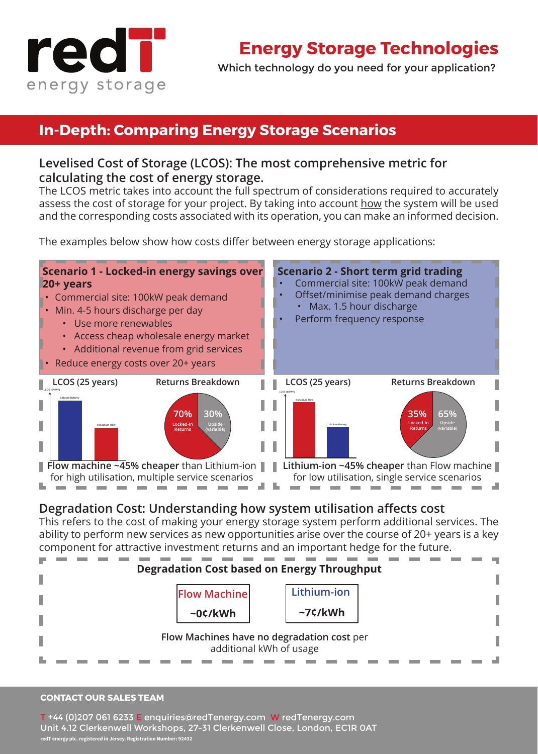# Energy Storage Technologies

Which technology do you need for your application?

## In-Depth: Comparing Energy Storage Scenarios

### Levelised Cost of Storage (LCOS): The most comprehensive metric for calculating the cost of energy storage.

The LCOS metric takes into account the full spectrum of considerations required to accurately assess the cost of storage for your project. By taking into account how the system will be used and the corresponding costs associated with its operation, you can make an informed decision.

The examples below show how costs differ between energy storage applications:

**Scenario 1 - Locked-in energy savings over 20+ years**

- Commercial site: 100kW peak demand
- Min. 4-5 hours discharge per day
  - Use more renewables
  - Access cheap wholesale energy market
  - Additional revenue from grid services
- Reduce energy costs over 20+ years

LCOS (25 years)

LCOS ($/kWh)

Lithium Battery

Vanadium Flow

Returns Breakdown

70% Locked-in Returns

30% Upside (variable)

**Flow machine ~45% cheaper** than Lithium-ion for high utilisation, multiple service scenarios

**Scenario 2 - Short term grid trading**

- Commercial site: 100kW peak demand
- Offset/minimise peak demand charges
  - Max. 1.5 hour discharge
- Perform frequency response

LCOS (25 years)

LCOS ($/kWh)

Vanadium Flow

Lithium Battery

Returns Breakdown

35% Locked-in Returns

65% Upside (variable)

**Lithium-ion ~45% cheaper** than Flow machine for low utilisation, single service scenarios

### Degradation Cost: Understanding how system utilisation affects cost

This refers to the cost of making your energy storage system perform additional services. The ability to perform new services as new opportunities arise over the course of 20+ years is a key component for attractive investment returns and an important hedge for the future.

**Degradation Cost based on Energy Throughput**

| Flow Machine | Lithium-ion |
|---|---|
| **~0¢/kWh** | **~7¢/kWh** |

**Flow Machines have no degradation cost** per additional kWh of usage

**CONTACT OUR SALES TEAM**

T +44 (0)207 061 6233 E enquiries@redTenergy.com W redTenergy.com
Unit 4.12 Clerkenwell Workshops, 27-31 Clerkenwell Close, London, EC1R 0AT

**redT energy plc. registered in Jersey. Registration Number: 92432**